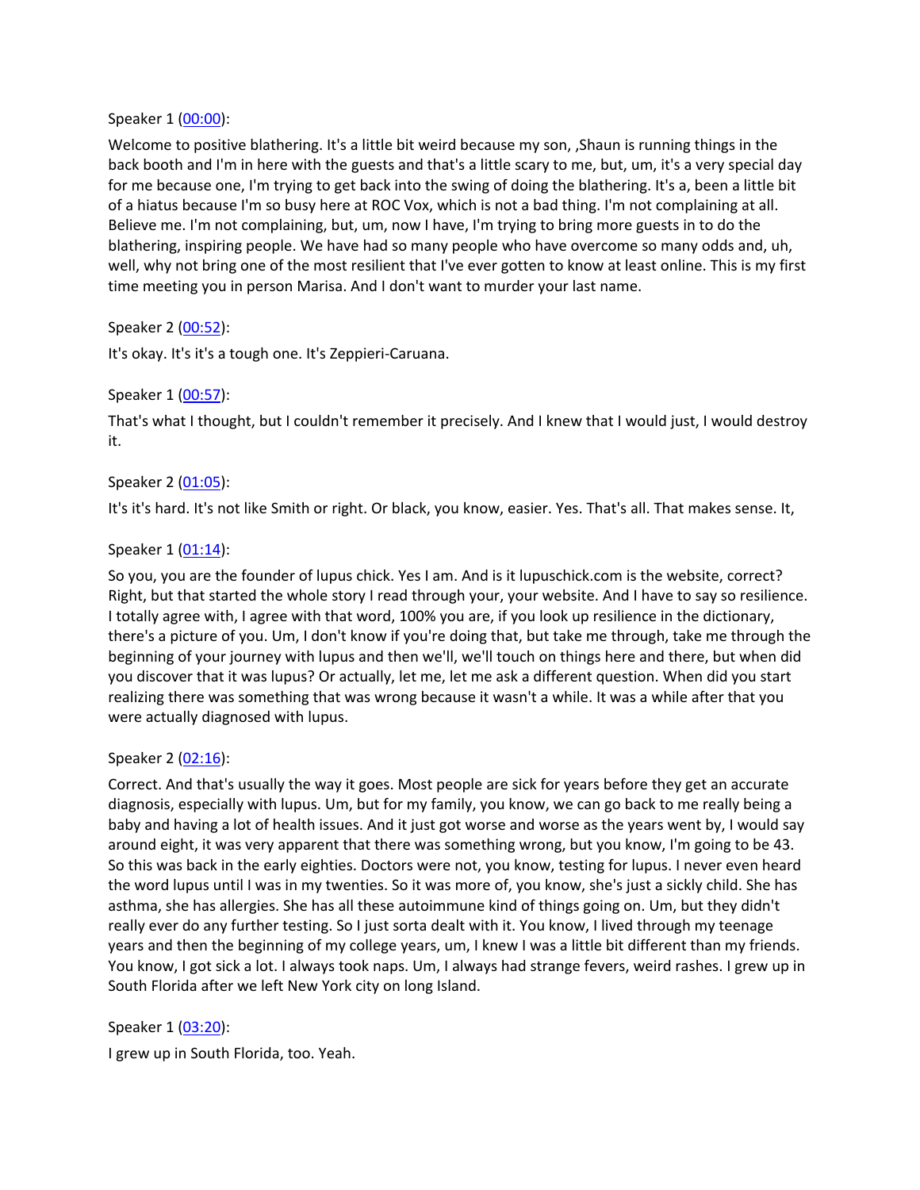Speaker 1 ([00:00](#)):

Welcome to positive blathering. It's a little bit weird because my son, ,Shaun is running things in the back booth and I'm in here with the guests and that's a little scary to me, but, um, it's a very special day for me because one, I'm trying to get back into the swing of doing the blathering. It's a, been a little bit of a hiatus because I'm so busy here at ROC Vox, which is not a bad thing. I'm not complaining at all. Believe me. I'm not complaining, but, um, now I have, I'm trying to bring more guests in to do the blathering, inspiring people. We have had so many people who have overcome so many odds and, uh, well, why not bring one of the most resilient that I've ever gotten to know at least online. This is my first time meeting you in person Marisa. And I don't want to murder your last name.

Speaker 2 ([00:52](#)):

It's okay. It's it's a tough one. It's Zeppieri-Caruana.

Speaker 1 ([00:57](#)):

That's what I thought, but I couldn't remember it precisely. And I knew that I would just, I would destroy it.

Speaker 2 ([01:05](#)):

It's it's hard. It's not like Smith or right. Or black, you know, easier. Yes. That's all. That makes sense. It,

Speaker 1 ([01:14](#)):

So you, you are the founder of lupus chick. Yes I am. And is it lupuschick.com is the website, correct? Right, but that started the whole story I read through your, your website. And I have to say so resilience. I totally agree with, I agree with that word, 100% you are, if you look up resilience in the dictionary, there's a picture of you. Um, I don't know if you're doing that, but take me through, take me through the beginning of your journey with lupus and then we'll, we'll touch on things here and there, but when did you discover that it was lupus? Or actually, let me, let me ask a different question. When did you start realizing there was something that was wrong because it wasn't a while. It was a while after that you were actually diagnosed with lupus.

Speaker 2 ([02:16](#)):

Correct. And that's usually the way it goes. Most people are sick for years before they get an accurate diagnosis, especially with lupus. Um, but for my family, you know, we can go back to me really being a baby and having a lot of health issues. And it just got worse and worse as the years went by, I would say around eight, it was very apparent that there was something wrong, but you know, I'm going to be 43. So this was back in the early eighties. Doctors were not, you know, testing for lupus. I never even heard the word lupus until I was in my twenties. So it was more of, you know, she's just a sickly child. She has asthma, she has allergies. She has all these autoimmune kind of things going on. Um, but they didn't really ever do any further testing. So I just sorta dealt with it. You know, I lived through my teenage years and then the beginning of my college years, um, I knew I was a little bit different than my friends. You know, I got sick a lot. I always took naps. Um, I always had strange fevers, weird rashes. I grew up in South Florida after we left New York city on long Island.

Speaker 1 ([03:20](#)):

I grew up in South Florida, too. Yeah.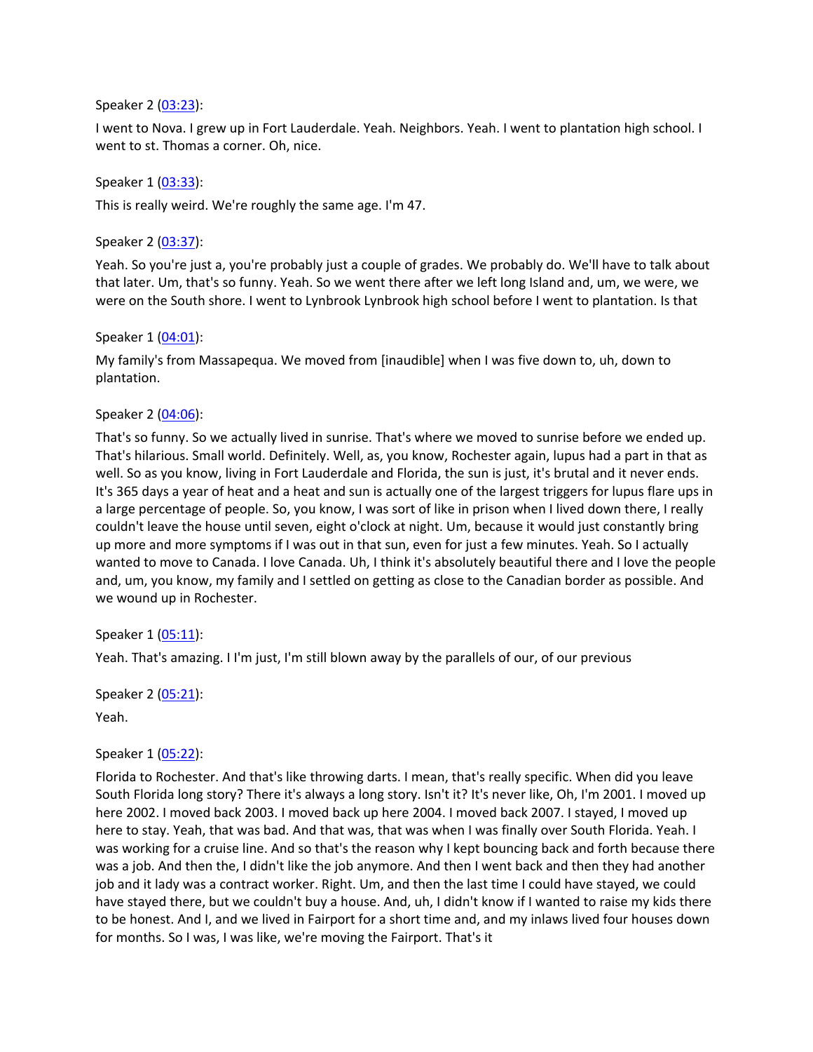Speaker 2 ([03:23](#)):

I went to Nova. I grew up in Fort Lauderdale. Yeah. Neighbors. Yeah. I went to plantation high school. I went to st. Thomas a corner. Oh, nice.

Speaker 1 ([03:33](#)):

This is really weird. We're roughly the same age. I'm 47.

Speaker 2 ([03:37](#)):

Yeah. So you're just a, you're probably just a couple of grades. We probably do. We'll have to talk about that later. Um, that's so funny. Yeah. So we went there after we left long Island and, um, we were, we were on the South shore. I went to Lynbrook Lynbrook high school before I went to plantation. Is that

Speaker 1 ([04:01](#)):

My family's from Massapequa. We moved from [inaudible] when I was five down to, uh, down to plantation.

Speaker 2 ([04:06](#)):

That's so funny. So we actually lived in sunrise. That's where we moved to sunrise before we ended up. That's hilarious. Small world. Definitely. Well, as, you know, Rochester again, lupus had a part in that as well. So as you know, living in Fort Lauderdale and Florida, the sun is just, it's brutal and it never ends. It's 365 days a year of heat and a heat and sun is actually one of the largest triggers for lupus flare ups in a large percentage of people. So, you know, I was sort of like in prison when I lived down there, I really couldn't leave the house until seven, eight o'clock at night. Um, because it would just constantly bring up more and more symptoms if I was out in that sun, even for just a few minutes. Yeah. So I actually wanted to move to Canada. I love Canada. Uh, I think it's absolutely beautiful there and I love the people and, um, you know, my family and I settled on getting as close to the Canadian border as possible. And we wound up in Rochester.

Speaker 1 ([05:11](#)):

Yeah. That's amazing. I I'm just, I'm still blown away by the parallels of our, of our previous

Speaker 2 ([05:21](#)):

Yeah.

Speaker 1 ([05:22](#)):

Florida to Rochester. And that's like throwing darts. I mean, that's really specific. When did you leave South Florida long story? There it's always a long story. Isn't it? It's never like, Oh, I'm 2001. I moved up here 2002. I moved back 2003. I moved back up here 2004. I moved back 2007. I stayed, I moved up here to stay. Yeah, that was bad. And that was, that was when I was finally over South Florida. Yeah. I was working for a cruise line. And so that's the reason why I kept bouncing back and forth because there was a job. And then the, I didn't like the job anymore. And then I went back and then they had another job and it lady was a contract worker. Right. Um, and then the last time I could have stayed, we could have stayed there, but we couldn't buy a house. And, uh, I didn't know if I wanted to raise my kids there to be honest. And I, and we lived in Fairport for a short time and, and my inlaws lived four houses down for months. So I was, I was like, we're moving the Fairport. That's it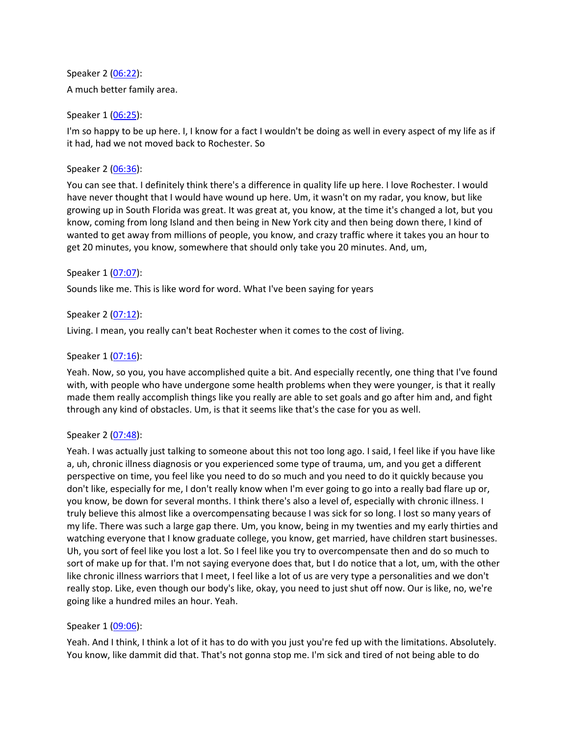Speaker 2 ([06:22](#)):

A much better family area.

Speaker 1 ([06:25](#)):

I'm so happy to be up here. I, I know for a fact I wouldn't be doing as well in every aspect of my life as if it had, had we not moved back to Rochester. So

Speaker 2 ([06:36](#)):

You can see that. I definitely think there's a difference in quality life up here. I love Rochester. I would have never thought that I would have wound up here. Um, it wasn't on my radar, you know, but like growing up in South Florida was great. It was great at, you know, at the time it's changed a lot, but you know, coming from long Island and then being in New York city and then being down there, I kind of wanted to get away from millions of people, you know, and crazy traffic where it takes you an hour to get 20 minutes, you know, somewhere that should only take you 20 minutes. And, um,

Speaker 1 ([07:07](#)):

Sounds like me. This is like word for word. What I've been saying for years

Speaker 2 ([07:12](#)):

Living. I mean, you really can't beat Rochester when it comes to the cost of living.

Speaker 1 ([07:16](#)):

Yeah. Now, so you, you have accomplished quite a bit. And especially recently, one thing that I've found with, with people who have undergone some health problems when they were younger, is that it really made them really accomplish things like you really are able to set goals and go after him and, and fight through any kind of obstacles. Um, is that it seems like that's the case for you as well.

Speaker 2 ([07:48](#)):

Yeah. I was actually just talking to someone about this not too long ago. I said, I feel like if you have like a, uh, chronic illness diagnosis or you experienced some type of trauma, um, and you get a different perspective on time, you feel like you need to do so much and you need to do it quickly because you don't like, especially for me, I don't really know when I'm ever going to go into a really bad flare up or, you know, be down for several months. I think there's also a level of, especially with chronic illness. I truly believe this almost like a overcompensating because I was sick for so long. I lost so many years of my life. There was such a large gap there. Um, you know, being in my twenties and my early thirties and watching everyone that I know graduate college, you know, get married, have children start businesses. Uh, you sort of feel like you lost a lot. So I feel like you try to overcompensate then and do so much to sort of make up for that. I'm not saying everyone does that, but I do notice that a lot, um, with the other like chronic illness warriors that I meet, I feel like a lot of us are very type a personalities and we don't really stop. Like, even though our body's like, okay, you need to just shut off now. Our is like, no, we're going like a hundred miles an hour. Yeah.

Speaker 1 ([09:06](#)):

Yeah. And I think, I think a lot of it has to do with you just you're fed up with the limitations. Absolutely. You know, like dammit did that. That's not gonna stop me. I'm sick and tired of not being able to do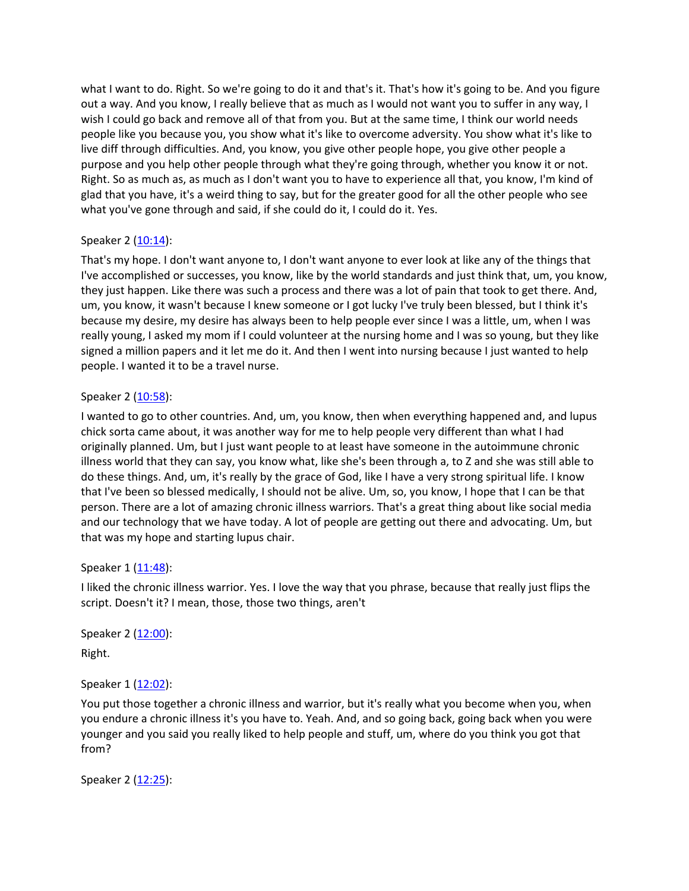what I want to do. Right. So we're going to do it and that's it. That's how it's going to be. And you figure out a way. And you know, I really believe that as much as I would not want you to suffer in any way, I wish I could go back and remove all of that from you. But at the same time, I think our world needs people like you because you, you show what it's like to overcome adversity. You show what it's like to live diff through difficulties. And, you know, you give other people hope, you give other people a purpose and you help other people through what they're going through, whether you know it or not. Right. So as much as, as much as I don't want you to have to experience all that, you know, I'm kind of glad that you have, it's a weird thing to say, but for the greater good for all the other people who see what you've gone through and said, if she could do it, I could do it. Yes.

Speaker 2 (10:14):

That's my hope. I don't want anyone to, I don't want anyone to ever look at like any of the things that I've accomplished or successes, you know, like by the world standards and just think that, um, you know, they just happen. Like there was such a process and there was a lot of pain that took to get there. And, um, you know, it wasn't because I knew someone or I got lucky I've truly been blessed, but I think it's because my desire, my desire has always been to help people ever since I was a little, um, when I was really young, I asked my mom if I could volunteer at the nursing home and I was so young, but they like signed a million papers and it let me do it. And then I went into nursing because I just wanted to help people. I wanted it to be a travel nurse.

Speaker 2 (10:58):

I wanted to go to other countries. And, um, you know, then when everything happened and, and lupus chick sorta came about, it was another way for me to help people very different than what I had originally planned. Um, but I just want people to at least have someone in the autoimmune chronic illness world that they can say, you know what, like she's been through a, to Z and she was still able to do these things. And, um, it's really by the grace of God, like I have a very strong spiritual life. I know that I've been so blessed medically, I should not be alive. Um, so, you know, I hope that I can be that person. There are a lot of amazing chronic illness warriors. That's a great thing about like social media and our technology that we have today. A lot of people are getting out there and advocating. Um, but that was my hope and starting lupus chair.

Speaker 1 (11:48):

I liked the chronic illness warrior. Yes. I love the way that you phrase, because that really just flips the script. Doesn't it? I mean, those, those two things, aren't

Speaker 2 (12:00):

Right.

Speaker 1 (12:02):

You put those together a chronic illness and warrior, but it's really what you become when you, when you endure a chronic illness it's you have to. Yeah. And, and so going back, going back when you were younger and you said you really liked to help people and stuff, um, where do you think you got that from?

Speaker 2 (12:25):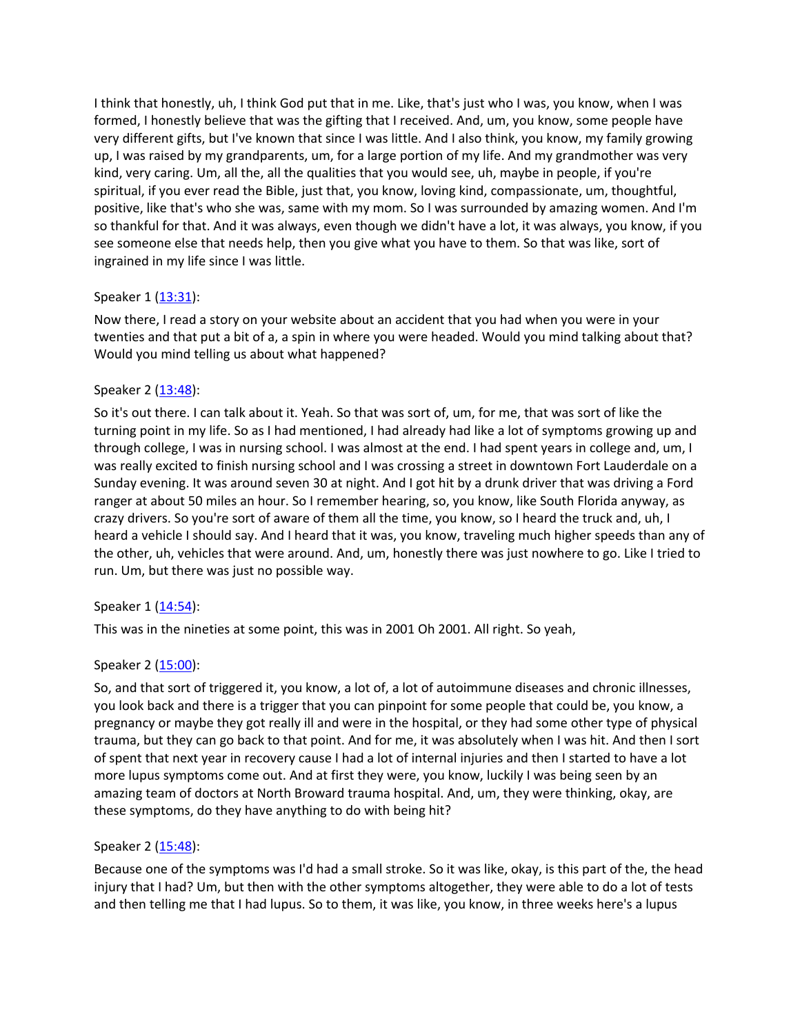I think that honestly, uh, I think God put that in me. Like, that's just who I was, you know, when I was formed, I honestly believe that was the gifting that I received. And, um, you know, some people have very different gifts, but I've known that since I was little. And I also think, you know, my family growing up, I was raised by my grandparents, um, for a large portion of my life. And my grandmother was very kind, very caring. Um, all the, all the qualities that you would see, uh, maybe in people, if you're spiritual, if you ever read the Bible, just that, you know, loving kind, compassionate, um, thoughtful, positive, like that's who she was, same with my mom. So I was surrounded by amazing women. And I'm so thankful for that. And it was always, even though we didn't have a lot, it was always, you know, if you see someone else that needs help, then you give what you have to them. So that was like, sort of ingrained in my life since I was little.

Speaker 1 (13:31):

Now there, I read a story on your website about an accident that you had when you were in your twenties and that put a bit of a, a spin in where you were headed. Would you mind talking about that? Would you mind telling us about what happened?

Speaker 2 (13:48):

So it's out there. I can talk about it. Yeah. So that was sort of, um, for me, that was sort of like the turning point in my life. So as I had mentioned, I had already had like a lot of symptoms growing up and through college, I was in nursing school. I was almost at the end. I had spent years in college and, um, I was really excited to finish nursing school and I was crossing a street in downtown Fort Lauderdale on a Sunday evening. It was around seven 30 at night. And I got hit by a drunk driver that was driving a Ford ranger at about 50 miles an hour. So I remember hearing, so, you know, like South Florida anyway, as crazy drivers. So you're sort of aware of them all the time, you know, so I heard the truck and, uh, I heard a vehicle I should say. And I heard that it was, you know, traveling much higher speeds than any of the other, uh, vehicles that were around. And, um, honestly there was just nowhere to go. Like I tried to run. Um, but there was just no possible way.

Speaker 1 (14:54):

This was in the nineties at some point, this was in 2001 Oh 2001. All right. So yeah,

Speaker 2 (15:00):

So, and that sort of triggered it, you know, a lot of, a lot of autoimmune diseases and chronic illnesses, you look back and there is a trigger that you can pinpoint for some people that could be, you know, a pregnancy or maybe they got really ill and were in the hospital, or they had some other type of physical trauma, but they can go back to that point. And for me, it was absolutely when I was hit. And then I sort of spent that next year in recovery cause I had a lot of internal injuries and then I started to have a lot more lupus symptoms come out. And at first they were, you know, luckily I was being seen by an amazing team of doctors at North Broward trauma hospital. And, um, they were thinking, okay, are these symptoms, do they have anything to do with being hit?

Speaker 2 (15:48):

Because one of the symptoms was I'd had a small stroke. So it was like, okay, is this part of the, the head injury that I had? Um, but then with the other symptoms altogether, they were able to do a lot of tests and then telling me that I had lupus. So to them, it was like, you know, in three weeks here's a lupus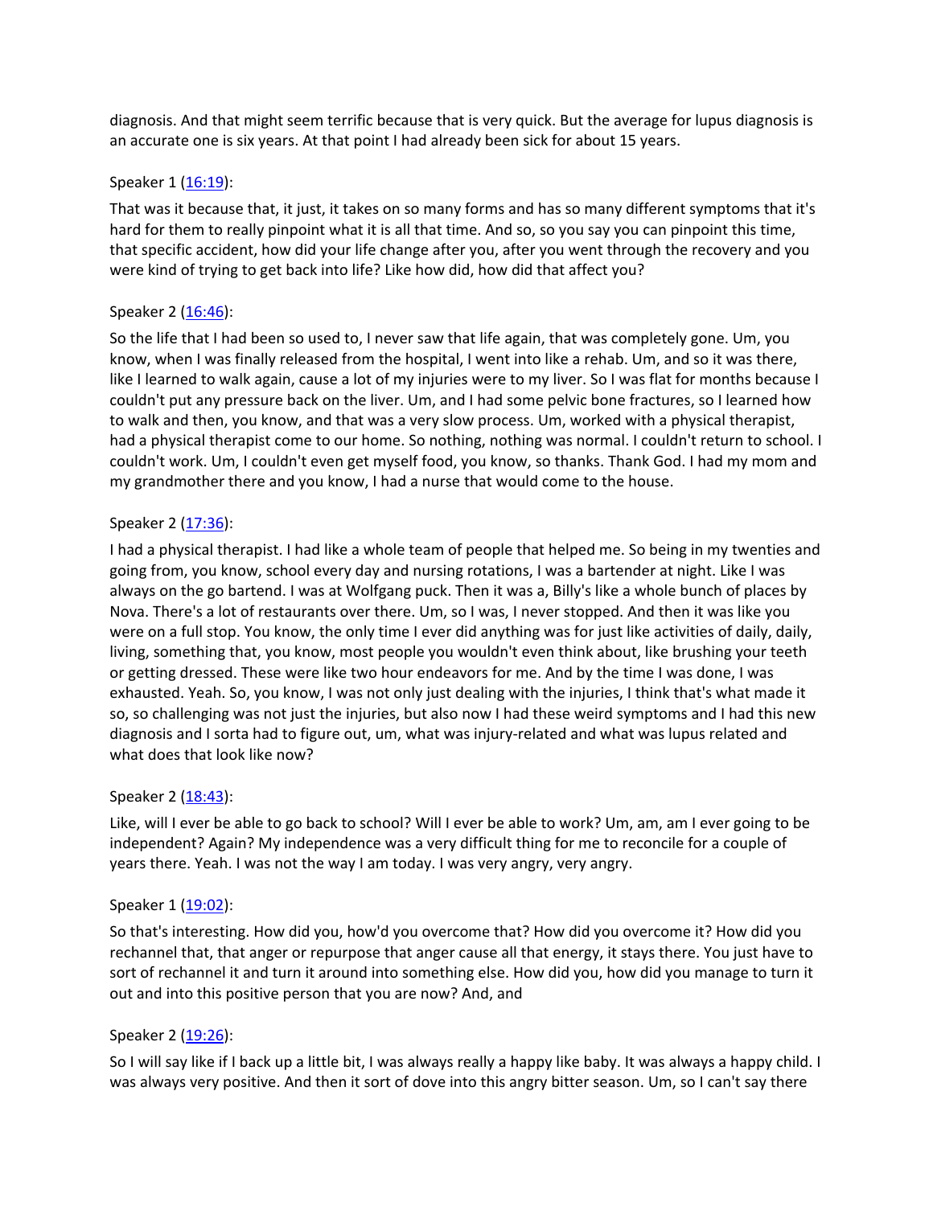diagnosis. And that might seem terrific because that is very quick. But the average for lupus diagnosis is an accurate one is six years. At that point I had already been sick for about 15 years.

Speaker 1 ([16:19](#)):

That was it because that, it just, it takes on so many forms and has so many different symptoms that it's hard for them to really pinpoint what it is all that time. And so, so you say you can pinpoint this time, that specific accident, how did your life change after you, after you went through the recovery and you were kind of trying to get back into life? Like how did, how did that affect you?

Speaker 2 ([16:46](#)):

So the life that I had been so used to, I never saw that life again, that was completely gone. Um, you know, when I was finally released from the hospital, I went into like a rehab. Um, and so it was there, like I learned to walk again, cause a lot of my injuries were to my liver. So I was flat for months because I couldn't put any pressure back on the liver. Um, and I had some pelvic bone fractures, so I learned how to walk and then, you know, and that was a very slow process. Um, worked with a physical therapist, had a physical therapist come to our home. So nothing, nothing was normal. I couldn't return to school. I couldn't work. Um, I couldn't even get myself food, you know, so thanks. Thank God. I had my mom and my grandmother there and you know, I had a nurse that would come to the house.

Speaker 2 ([17:36](#)):

I had a physical therapist. I had like a whole team of people that helped me. So being in my twenties and going from, you know, school every day and nursing rotations, I was a bartender at night. Like I was always on the go bartend. I was at Wolfgang puck. Then it was a, Billy's like a whole bunch of places by Nova. There's a lot of restaurants over there. Um, so I was, I never stopped. And then it was like you were on a full stop. You know, the only time I ever did anything was for just like activities of daily, daily, living, something that, you know, most people you wouldn't even think about, like brushing your teeth or getting dressed. These were like two hour endeavors for me. And by the time I was done, I was exhausted. Yeah. So, you know, I was not only just dealing with the injuries, I think that's what made it so, so challenging was not just the injuries, but also now I had these weird symptoms and I had this new diagnosis and I sorta had to figure out, um, what was injury-related and what was lupus related and what does that look like now?

Speaker 2 ([18:43](#)):

Like, will I ever be able to go back to school? Will I ever be able to work? Um, am, am I ever going to be independent? Again? My independence was a very difficult thing for me to reconcile for a couple of years there. Yeah. I was not the way I am today. I was very angry, very angry.

Speaker 1 ([19:02](#)):

So that's interesting. How did you, how'd you overcome that? How did you overcome it? How did you rechannel that, that anger or repurpose that anger cause all that energy, it stays there. You just have to sort of rechannel it and turn it around into something else. How did you, how did you manage to turn it out and into this positive person that you are now? And, and

Speaker 2 ([19:26](#)):

So I will say like if I back up a little bit, I was always really a happy like baby. It was always a happy child. I was always very positive. And then it sort of dove into this angry bitter season. Um, so I can't say there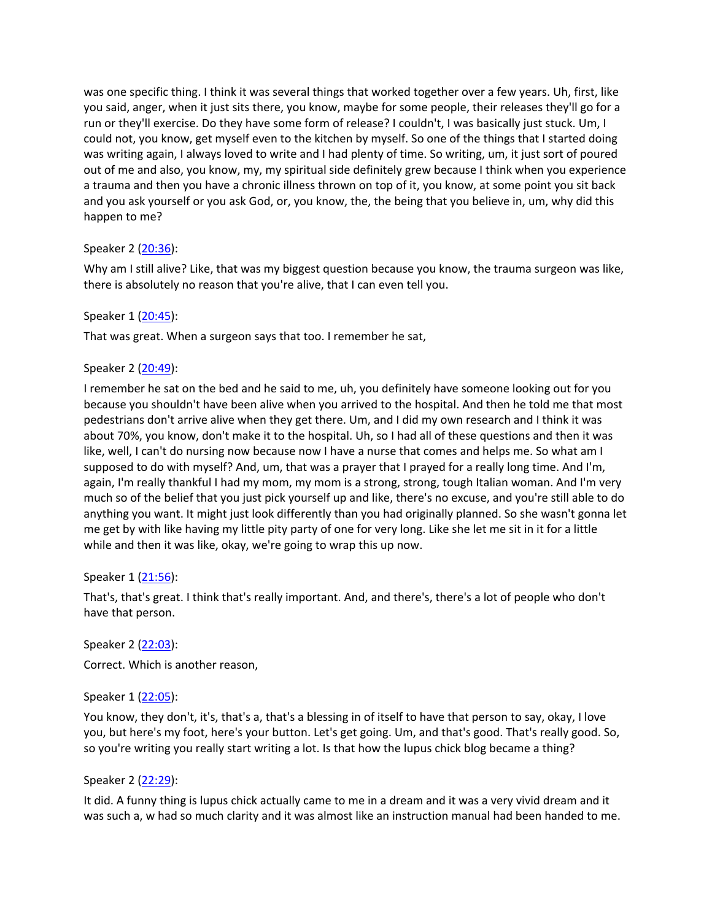was one specific thing. I think it was several things that worked together over a few years. Uh, first, like you said, anger, when it just sits there, you know, maybe for some people, their releases they'll go for a run or they'll exercise. Do they have some form of release? I couldn't, I was basically just stuck. Um, I could not, you know, get myself even to the kitchen by myself. So one of the things that I started doing was writing again, I always loved to write and I had plenty of time. So writing, um, it just sort of poured out of me and also, you know, my, my spiritual side definitely grew because I think when you experience a trauma and then you have a chronic illness thrown on top of it, you know, at some point you sit back and you ask yourself or you ask God, or, you know, the, the being that you believe in, um, why did this happen to me?

Speaker 2 ([20:36]):

Why am I still alive? Like, that was my biggest question because you know, the trauma surgeon was like, there is absolutely no reason that you're alive, that I can even tell you.

Speaker 1 ([20:45]):

That was great. When a surgeon says that too. I remember he sat,

Speaker 2 ([20:49]):

I remember he sat on the bed and he said to me, uh, you definitely have someone looking out for you because you shouldn't have been alive when you arrived to the hospital. And then he told me that most pedestrians don't arrive alive when they get there. Um, and I did my own research and I think it was about 70%, you know, don't make it to the hospital. Uh, so I had all of these questions and then it was like, well, I can't do nursing now because now I have a nurse that comes and helps me. So what am I supposed to do with myself? And, um, that was a prayer that I prayed for a really long time. And I'm, again, I'm really thankful I had my mom, my mom is a strong, strong, tough Italian woman. And I'm very much so of the belief that you just pick yourself up and like, there's no excuse, and you're still able to do anything you want. It might just look differently than you had originally planned. So she wasn't gonna let me get by with like having my little pity party of one for very long. Like she let me sit in it for a little while and then it was like, okay, we're going to wrap this up now.

Speaker 1 ([21:56]):

That's, that's great. I think that's really important. And, and there's, there's a lot of people who don't have that person.

Speaker 2 ([22:03]):

Correct. Which is another reason,

Speaker 1 ([22:05]):

You know, they don't, it's, that's a, that's a blessing in of itself to have that person to say, okay, I love you, but here's my foot, here's your button. Let's get going. Um, and that's good. That's really good. So, so you're writing you really start writing a lot. Is that how the lupus chick blog became a thing?

Speaker 2 ([22:29]):

It did. A funny thing is lupus chick actually came to me in a dream and it was a very vivid dream and it was such a, w had so much clarity and it was almost like an instruction manual had been handed to me.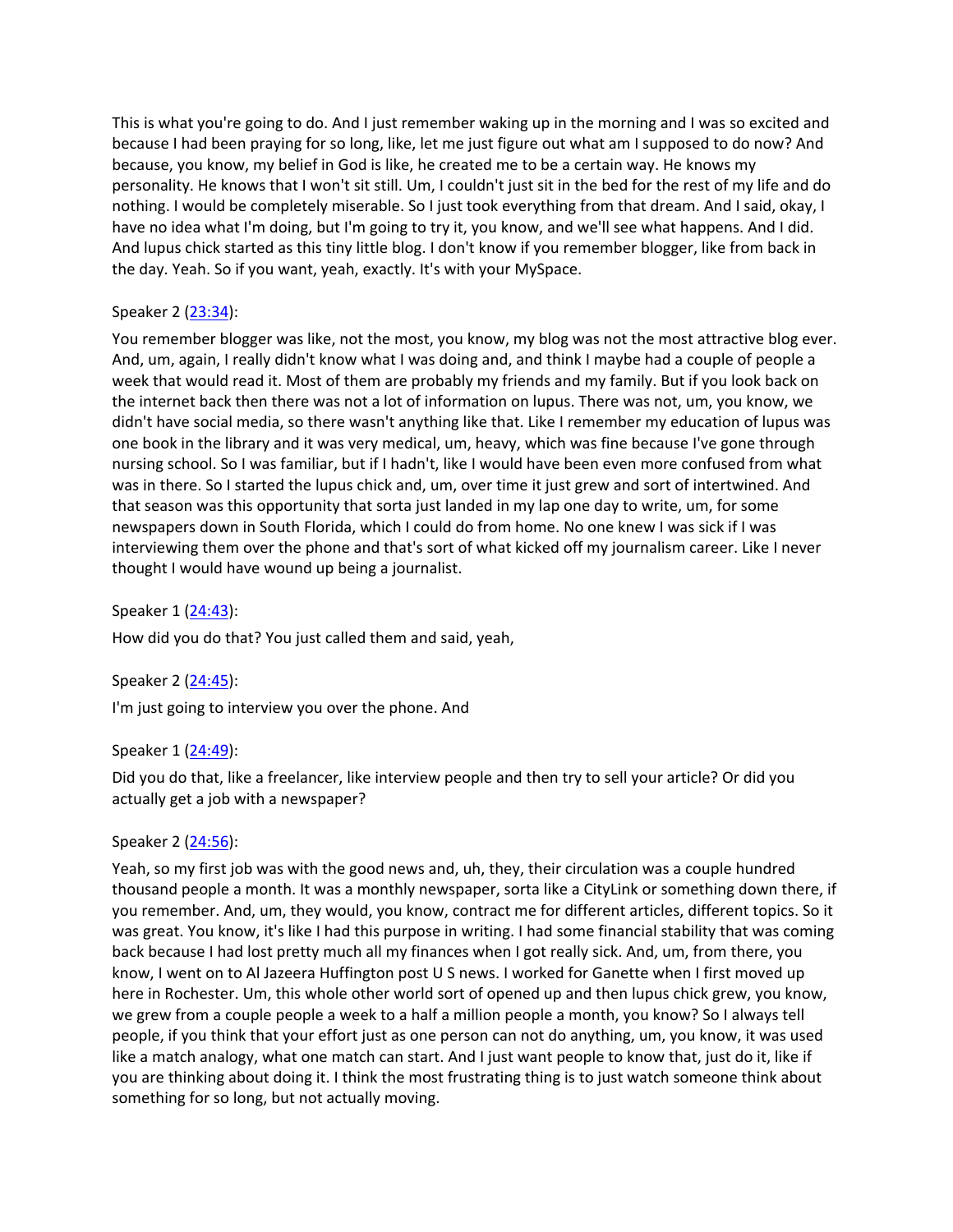This is what you're going to do. And I just remember waking up in the morning and I was so excited and because I had been praying for so long, like, let me just figure out what am I supposed to do now? And because, you know, my belief in God is like, he created me to be a certain way. He knows my personality. He knows that I won't sit still. Um, I couldn't just sit in the bed for the rest of my life and do nothing. I would be completely miserable. So I just took everything from that dream. And I said, okay, I have no idea what I'm doing, but I'm going to try it, you know, and we'll see what happens. And I did. And lupus chick started as this tiny little blog. I don't know if you remember blogger, like from back in the day. Yeah. So if you want, yeah, exactly. It's with your MySpace.

Speaker 2 ([23:34]):

You remember blogger was like, not the most, you know, my blog was not the most attractive blog ever. And, um, again, I really didn't know what I was doing and, and think I maybe had a couple of people a week that would read it. Most of them are probably my friends and my family. But if you look back on the internet back then there was not a lot of information on lupus. There was not, um, you know, we didn't have social media, so there wasn't anything like that. Like I remember my education of lupus was one book in the library and it was very medical, um, heavy, which was fine because I've gone through nursing school. So I was familiar, but if I hadn't, like I would have been even more confused from what was in there. So I started the lupus chick and, um, over time it just grew and sort of intertwined. And that season was this opportunity that sorta just landed in my lap one day to write, um, for some newspapers down in South Florida, which I could do from home. No one knew I was sick if I was interviewing them over the phone and that's sort of what kicked off my journalism career. Like I never thought I would have wound up being a journalist.

Speaker 1 ([24:43]):

How did you do that? You just called them and said, yeah,

Speaker 2 ([24:45]):

I'm just going to interview you over the phone. And

Speaker 1 ([24:49]):

Did you do that, like a freelancer, like interview people and then try to sell your article? Or did you actually get a job with a newspaper?

Speaker 2 ([24:56]):

Yeah, so my first job was with the good news and, uh, they, their circulation was a couple hundred thousand people a month. It was a monthly newspaper, sorta like a CityLink or something down there, if you remember. And, um, they would, you know, contract me for different articles, different topics. So it was great. You know, it's like I had this purpose in writing. I had some financial stability that was coming back because I had lost pretty much all my finances when I got really sick. And, um, from there, you know, I went on to Al Jazeera Huffington post U S news. I worked for Ganette when I first moved up here in Rochester. Um, this whole other world sort of opened up and then lupus chick grew, you know, we grew from a couple people a week to a half a million people a month, you know? So I always tell people, if you think that your effort just as one person can not do anything, um, you know, it was used like a match analogy, what one match can start. And I just want people to know that, just do it, like if you are thinking about doing it. I think the most frustrating thing is to just watch someone think about something for so long, but not actually moving.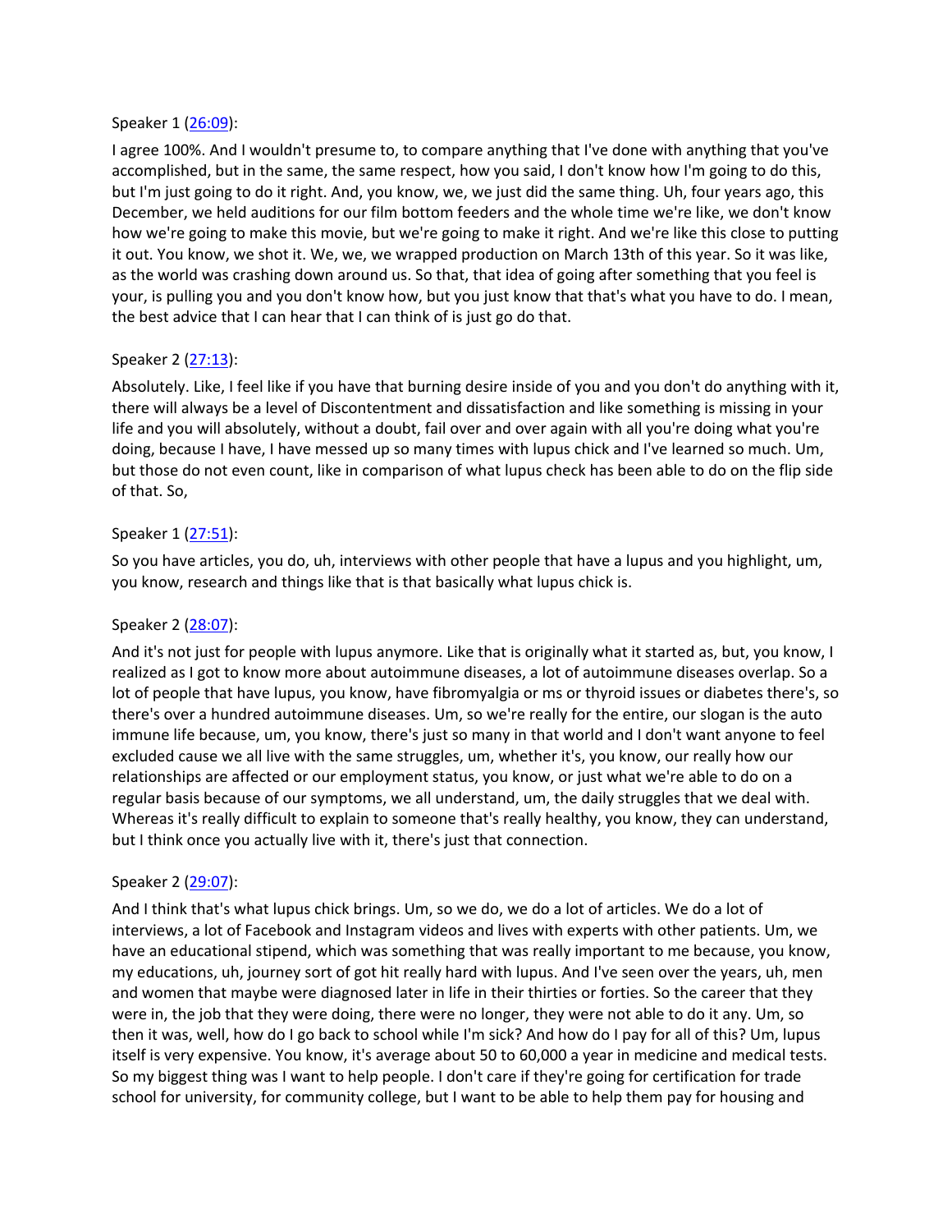Speaker 1 ([26:09]()):

I agree 100%. And I wouldn't presume to, to compare anything that I've done with anything that you've accomplished, but in the same, the same respect, how you said, I don't know how I'm going to do this, but I'm just going to do it right. And, you know, we, we just did the same thing. Uh, four years ago, this December, we held auditions for our film bottom feeders and the whole time we're like, we don't know how we're going to make this movie, but we're going to make it right. And we're like this close to putting it out. You know, we shot it. We, we, we wrapped production on March 13th of this year. So it was like, as the world was crashing down around us. So that, that idea of going after something that you feel is your, is pulling you and you don't know how, but you just know that that's what you have to do. I mean, the best advice that I can hear that I can think of is just go do that.

Speaker 2 ([27:13]()):

Absolutely. Like, I feel like if you have that burning desire inside of you and you don't do anything with it, there will always be a level of Discontentment and dissatisfaction and like something is missing in your life and you will absolutely, without a doubt, fail over and over again with all you're doing what you're doing, because I have, I have messed up so many times with lupus chick and I've learned so much. Um, but those do not even count, like in comparison of what lupus check has been able to do on the flip side of that. So,

Speaker 1 ([27:51]()):

So you have articles, you do, uh, interviews with other people that have a lupus and you highlight, um, you know, research and things like that is that basically what lupus chick is.

Speaker 2 ([28:07]()):

And it's not just for people with lupus anymore. Like that is originally what it started as, but, you know, I realized as I got to know more about autoimmune diseases, a lot of autoimmune diseases overlap. So a lot of people that have lupus, you know, have fibromyalgia or ms or thyroid issues or diabetes there's, so there's over a hundred autoimmune diseases. Um, so we're really for the entire, our slogan is the auto immune life because, um, you know, there's just so many in that world and I don't want anyone to feel excluded cause we all live with the same struggles, um, whether it's, you know, our really how our relationships are affected or our employment status, you know, or just what we're able to do on a regular basis because of our symptoms, we all understand, um, the daily struggles that we deal with. Whereas it's really difficult to explain to someone that's really healthy, you know, they can understand, but I think once you actually live with it, there's just that connection.

Speaker 2 ([29:07]()):

And I think that's what lupus chick brings. Um, so we do, we do a lot of articles. We do a lot of interviews, a lot of Facebook and Instagram videos and lives with experts with other patients. Um, we have an educational stipend, which was something that was really important to me because, you know, my educations, uh, journey sort of got hit really hard with lupus. And I've seen over the years, uh, men and women that maybe were diagnosed later in life in their thirties or forties. So the career that they were in, the job that they were doing, there were no longer, they were not able to do it any. Um, so then it was, well, how do I go back to school while I'm sick? And how do I pay for all of this? Um, lupus itself is very expensive. You know, it's average about 50 to 60,000 a year in medicine and medical tests. So my biggest thing was I want to help people. I don't care if they're going for certification for trade school for university, for community college, but I want to be able to help them pay for housing and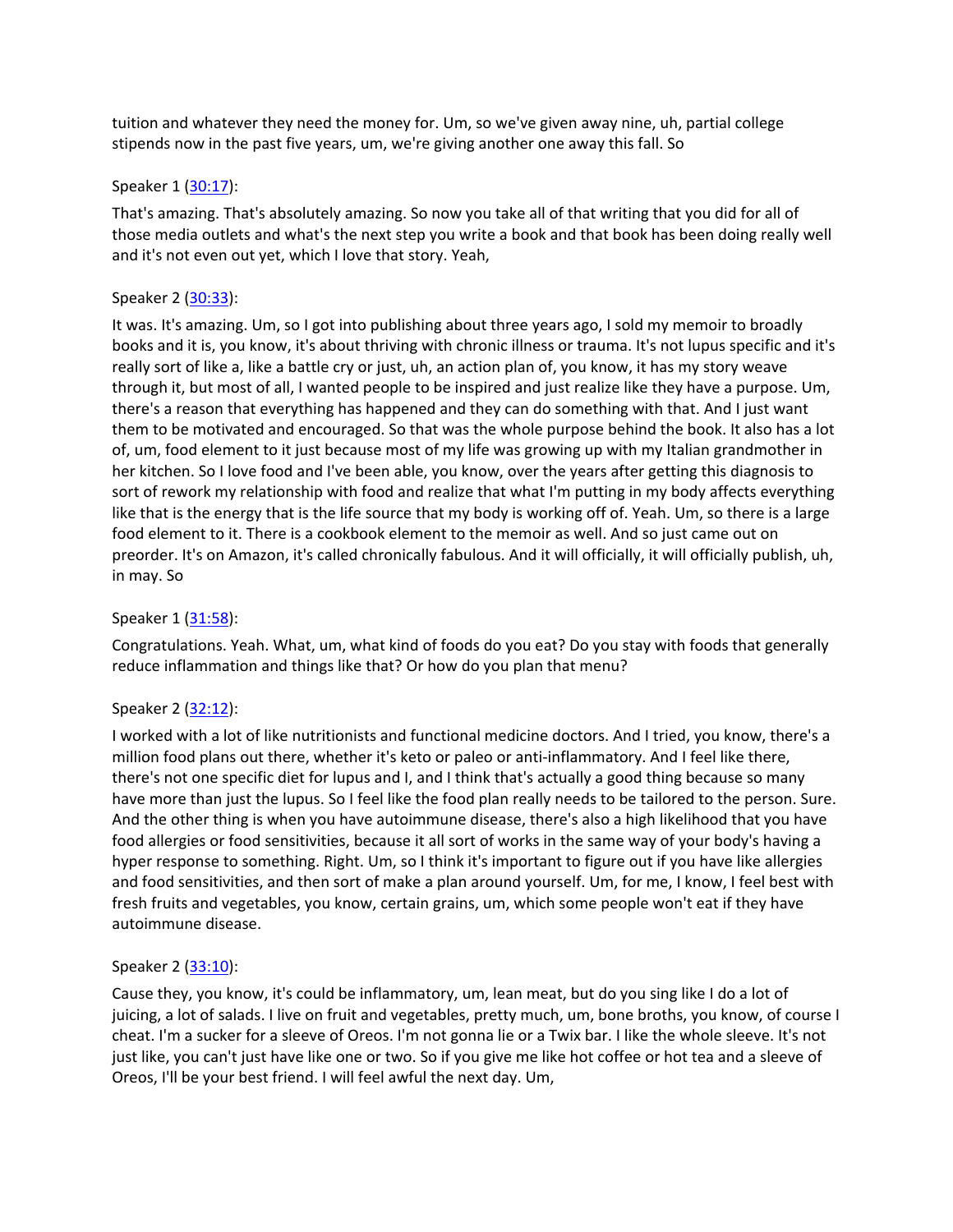tuition and whatever they need the money for. Um, so we've given away nine, uh, partial college stipends now in the past five years, um, we're giving another one away this fall. So

Speaker 1 ([30:17](#)):

That's amazing. That's absolutely amazing. So now you take all of that writing that you did for all of those media outlets and what's the next step you write a book and that book has been doing really well and it's not even out yet, which I love that story. Yeah,

Speaker 2 ([30:33](#)):

It was. It's amazing. Um, so I got into publishing about three years ago, I sold my memoir to broadly books and it is, you know, it's about thriving with chronic illness or trauma. It's not lupus specific and it's really sort of like a, like a battle cry or just, uh, an action plan of, you know, it has my story weave through it, but most of all, I wanted people to be inspired and just realize like they have a purpose. Um, there's a reason that everything has happened and they can do something with that. And I just want them to be motivated and encouraged. So that was the whole purpose behind the book. It also has a lot of, um, food element to it just because most of my life was growing up with my Italian grandmother in her kitchen. So I love food and I've been able, you know, over the years after getting this diagnosis to sort of rework my relationship with food and realize that what I'm putting in my body affects everything like that is the energy that is the life source that my body is working off of. Yeah. Um, so there is a large food element to it. There is a cookbook element to the memoir as well. And so just came out on preorder. It's on Amazon, it's called chronically fabulous. And it will officially, it will officially publish, uh, in may. So

Speaker 1 ([31:58](#)):

Congratulations. Yeah. What, um, what kind of foods do you eat? Do you stay with foods that generally reduce inflammation and things like that? Or how do you plan that menu?

Speaker 2 ([32:12](#)):

I worked with a lot of like nutritionists and functional medicine doctors. And I tried, you know, there's a million food plans out there, whether it's keto or paleo or anti-inflammatory. And I feel like there, there's not one specific diet for lupus and I, and I think that's actually a good thing because so many have more than just the lupus. So I feel like the food plan really needs to be tailored to the person. Sure. And the other thing is when you have autoimmune disease, there's also a high likelihood that you have food allergies or food sensitivities, because it all sort of works in the same way of your body's having a hyper response to something. Right. Um, so I think it's important to figure out if you have like allergies and food sensitivities, and then sort of make a plan around yourself. Um, for me, I know, I feel best with fresh fruits and vegetables, you know, certain grains, um, which some people won't eat if they have autoimmune disease.

Speaker 2 ([33:10](#)):

Cause they, you know, it's could be inflammatory, um, lean meat, but do you sing like I do a lot of juicing, a lot of salads. I live on fruit and vegetables, pretty much, um, bone broths, you know, of course I cheat. I'm a sucker for a sleeve of Oreos. I'm not gonna lie or a Twix bar. I like the whole sleeve. It's not just like, you can't just have like one or two. So if you give me like hot coffee or hot tea and a sleeve of Oreos, I'll be your best friend. I will feel awful the next day. Um,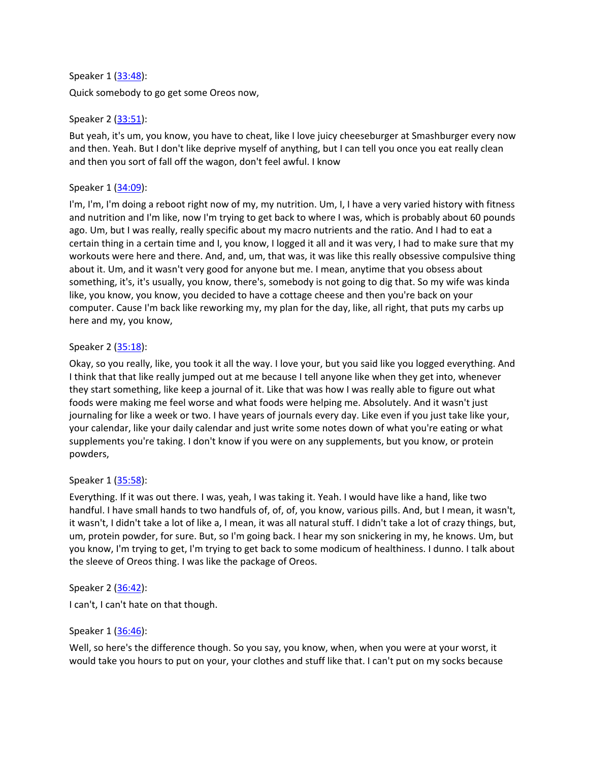Speaker 1 ([33:48]):

Quick somebody to go get some Oreos now,

Speaker 2 ([33:51]):

But yeah, it's um, you know, you have to cheat, like I love juicy cheeseburger at Smashburger every now and then. Yeah. But I don't like deprive myself of anything, but I can tell you once you eat really clean and then you sort of fall off the wagon, don't feel awful. I know

Speaker 1 ([34:09]):

I'm, I'm, I'm doing a reboot right now of my, my nutrition. Um, I, I have a very varied history with fitness and nutrition and I'm like, now I'm trying to get back to where I was, which is probably about 60 pounds ago. Um, but I was really, really specific about my macro nutrients and the ratio. And I had to eat a certain thing in a certain time and I, you know, I logged it all and it was very, I had to make sure that my workouts were here and there. And, and, um, that was, it was like this really obsessive compulsive thing about it. Um, and it wasn't very good for anyone but me. I mean, anytime that you obsess about something, it's, it's usually, you know, there's, somebody is not going to dig that. So my wife was kinda like, you know, you know, you decided to have a cottage cheese and then you're back on your computer. Cause I'm back like reworking my, my plan for the day, like, all right, that puts my carbs up here and my, you know,

Speaker 2 ([35:18]):

Okay, so you really, like, you took it all the way. I love your, but you said like you logged everything. And I think that that like really jumped out at me because I tell anyone like when they get into, whenever they start something, like keep a journal of it. Like that was how I was really able to figure out what foods were making me feel worse and what foods were helping me. Absolutely. And it wasn't just journaling for like a week or two. I have years of journals every day. Like even if you just take like your, your calendar, like your daily calendar and just write some notes down of what you're eating or what supplements you're taking. I don't know if you were on any supplements, but you know, or protein powders,

Speaker 1 ([35:58]):

Everything. If it was out there. I was, yeah, I was taking it. Yeah. I would have like a hand, like two handful. I have small hands to two handfuls of, of, of, you know, various pills. And, but I mean, it wasn't, it wasn't, I didn't take a lot of like a, I mean, it was all natural stuff. I didn't take a lot of crazy things, but, um, protein powder, for sure. But, so I'm going back. I hear my son snickering in my, he knows. Um, but you know, I'm trying to get, I'm trying to get back to some modicum of healthiness. I dunno. I talk about the sleeve of Oreos thing. I was like the package of Oreos.

Speaker 2 ([36:42]):

I can't, I can't hate on that though.

Speaker 1 ([36:46]):

Well, so here's the difference though. So you say, you know, when, when you were at your worst, it would take you hours to put on your, your clothes and stuff like that. I can't put on my socks because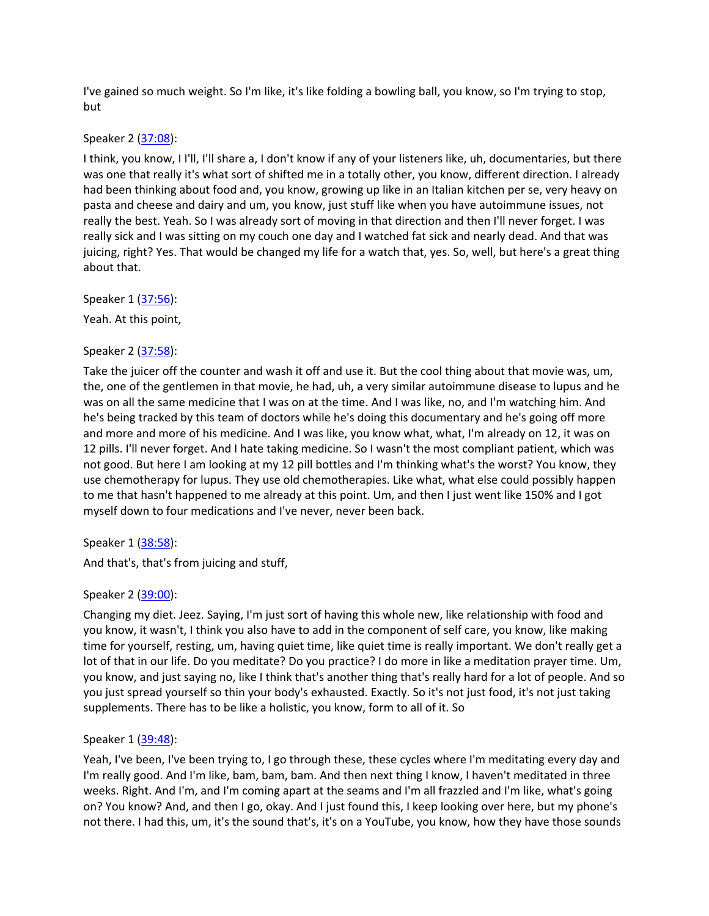I've gained so much weight. So I'm like, it's like folding a bowling ball, you know, so I'm trying to stop, but

Speaker 2 ([37:08](#)):

I think, you know, I I'll, I'll share a, I don't know if any of your listeners like, uh, documentaries, but there was one that really it's what sort of shifted me in a totally other, you know, different direction. I already had been thinking about food and, you know, growing up like in an Italian kitchen per se, very heavy on pasta and cheese and dairy and um, you know, just stuff like when you have autoimmune issues, not really the best. Yeah. So I was already sort of moving in that direction and then I'll never forget. I was really sick and I was sitting on my couch one day and I watched fat sick and nearly dead. And that was juicing, right? Yes. That would be changed my life for a watch that, yes. So, well, but here's a great thing about that.

Speaker 1 ([37:56](#)):

Yeah. At this point,

Speaker 2 ([37:58](#)):

Take the juicer off the counter and wash it off and use it. But the cool thing about that movie was, um, the, one of the gentlemen in that movie, he had, uh, a very similar autoimmune disease to lupus and he was on all the same medicine that I was on at the time. And I was like, no, and I'm watching him. And he's being tracked by this team of doctors while he's doing this documentary and he's going off more and more and more of his medicine. And I was like, you know what, what, I'm already on 12, it was on 12 pills. I'll never forget. And I hate taking medicine. So I wasn't the most compliant patient, which was not good. But here I am looking at my 12 pill bottles and I'm thinking what's the worst? You know, they use chemotherapy for lupus. They use old chemotherapies. Like what, what else could possibly happen to me that hasn't happened to me already at this point. Um, and then I just went like 150% and I got myself down to four medications and I've never, never been back.

Speaker 1 ([38:58](#)):

And that's, that's from juicing and stuff,

Speaker 2 ([39:00](#)):

Changing my diet. Jeez. Saying, I'm just sort of having this whole new, like relationship with food and you know, it wasn't, I think you also have to add in the component of self care, you know, like making time for yourself, resting, um, having quiet time, like quiet time is really important. We don't really get a lot of that in our life. Do you meditate? Do you practice? I do more in like a meditation prayer time. Um, you know, and just saying no, like I think that's another thing that's really hard for a lot of people. And so you just spread yourself so thin your body's exhausted. Exactly. So it's not just food, it's not just taking supplements. There has to be like a holistic, you know, form to all of it. So

Speaker 1 ([39:48](#)):

Yeah, I've been, I've been trying to, I go through these, these cycles where I'm meditating every day and I'm really good. And I'm like, bam, bam, bam. And then next thing I know, I haven't meditated in three weeks. Right. And I'm, and I'm coming apart at the seams and I'm all frazzled and I'm like, what's going on? You know? And, and then I go, okay. And I just found this, I keep looking over here, but my phone's not there. I had this, um, it's the sound that's, it's on a YouTube, you know, how they have those sounds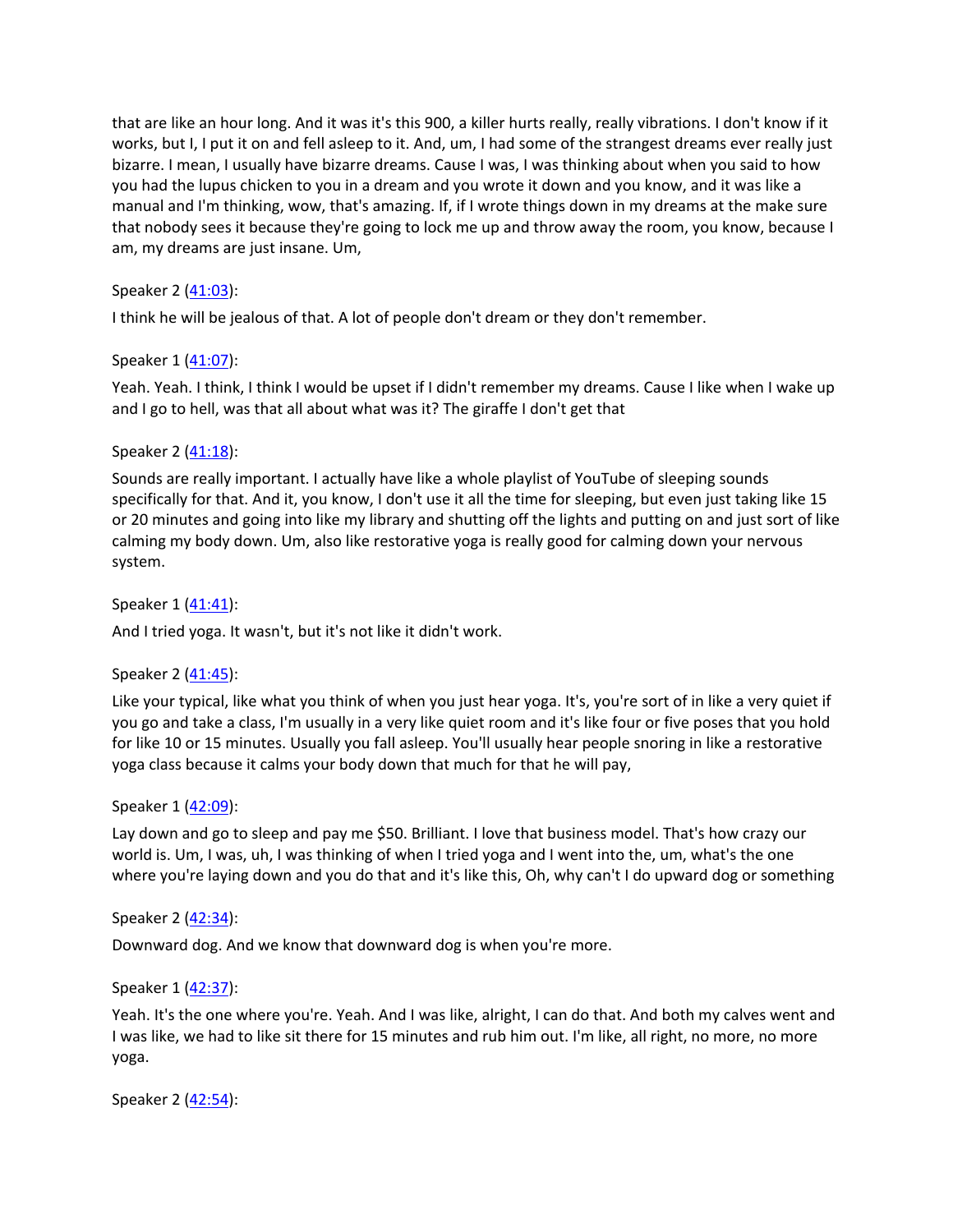that are like an hour long. And it was it's this 900, a killer hurts really, really vibrations. I don't know if it works, but I, I put it on and fell asleep to it. And, um, I had some of the strangest dreams ever really just bizarre. I mean, I usually have bizarre dreams. Cause I was, I was thinking about when you said to how you had the lupus chicken to you in a dream and you wrote it down and you know, and it was like a manual and I'm thinking, wow, that's amazing. If, if I wrote things down in my dreams at the make sure that nobody sees it because they're going to lock me up and throw away the room, you know, because I am, my dreams are just insane. Um,

Speaker 2 ([41:03](#)):

I think he will be jealous of that. A lot of people don't dream or they don't remember.

Speaker 1 ([41:07](#)):

Yeah. Yeah. I think, I think I would be upset if I didn't remember my dreams. Cause I like when I wake up and I go to hell, was that all about what was it? The giraffe I don't get that

Speaker 2 ([41:18](#)):

Sounds are really important. I actually have like a whole playlist of YouTube of sleeping sounds specifically for that. And it, you know, I don't use it all the time for sleeping, but even just taking like 15 or 20 minutes and going into like my library and shutting off the lights and putting on and just sort of like calming my body down. Um, also like restorative yoga is really good for calming down your nervous system.

Speaker 1 ([41:41](#)):

And I tried yoga. It wasn't, but it's not like it didn't work.

Speaker 2 ([41:45](#)):

Like your typical, like what you think of when you just hear yoga. It's, you're sort of in like a very quiet if you go and take a class, I'm usually in a very like quiet room and it's like four or five poses that you hold for like 10 or 15 minutes. Usually you fall asleep. You'll usually hear people snoring in like a restorative yoga class because it calms your body down that much for that he will pay,

Speaker 1 ([42:09](#)):

Lay down and go to sleep and pay me $50. Brilliant. I love that business model. That's how crazy our world is. Um, I was, uh, I was thinking of when I tried yoga and I went into the, um, what's the one where you're laying down and you do that and it's like this, Oh, why can't I do upward dog or something

Speaker 2 ([42:34](#)):

Downward dog. And we know that downward dog is when you're more.

Speaker 1 ([42:37](#)):

Yeah. It's the one where you're. Yeah. And I was like, alright, I can do that. And both my calves went and I was like, we had to like sit there for 15 minutes and rub him out. I'm like, all right, no more, no more yoga.

Speaker 2 ([42:54](#)):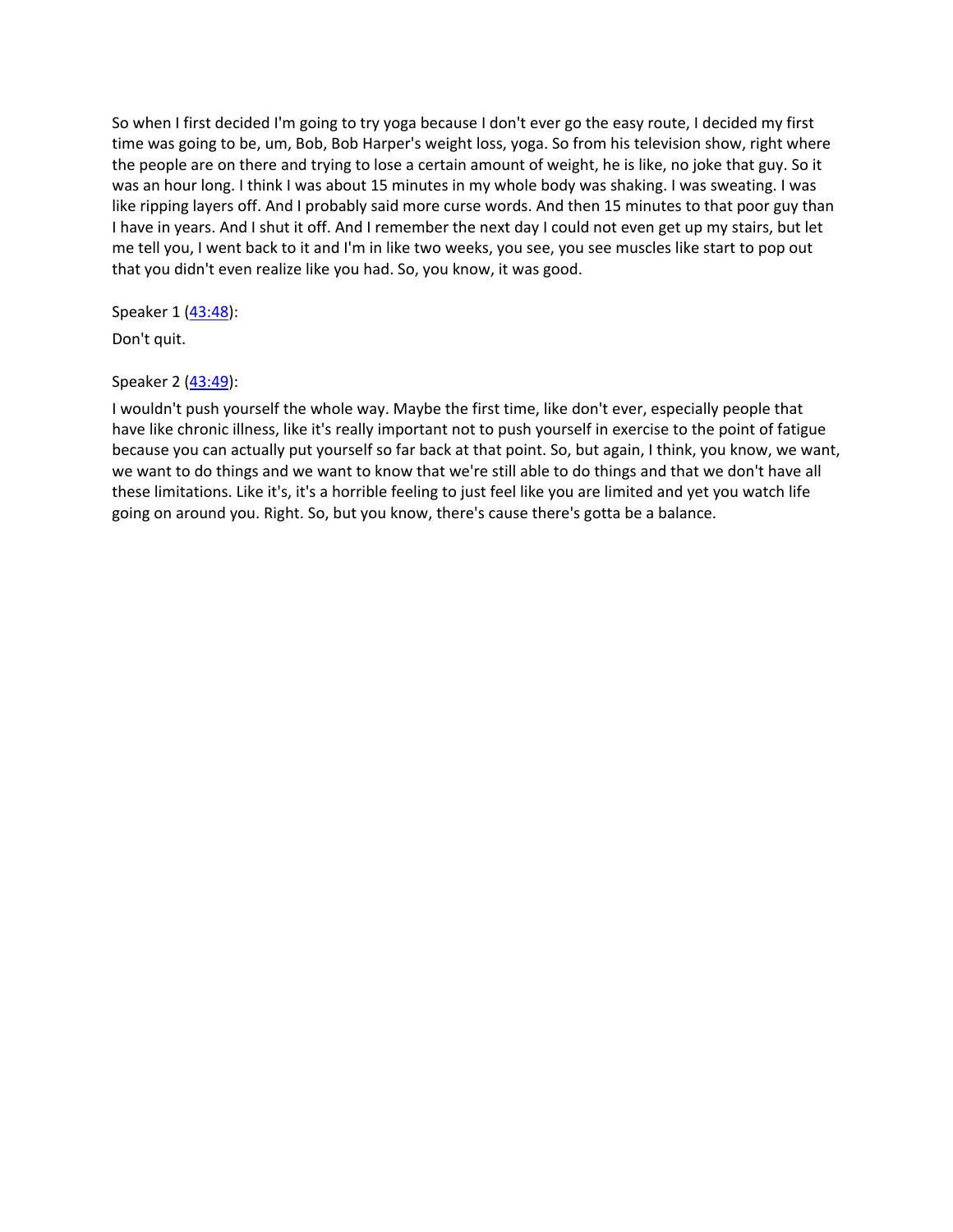So when I first decided I'm going to try yoga because I don't ever go the easy route, I decided my first time was going to be, um, Bob, Bob Harper's weight loss, yoga. So from his television show, right where the people are on there and trying to lose a certain amount of weight, he is like, no joke that guy. So it was an hour long. I think I was about 15 minutes in my whole body was shaking. I was sweating. I was like ripping layers off. And I probably said more curse words. And then 15 minutes to that poor guy than I have in years. And I shut it off. And I remember the next day I could not even get up my stairs, but let me tell you, I went back to it and I'm in like two weeks, you see, you see muscles like start to pop out that you didn't even realize like you had. So, you know, it was good.

Speaker 1 (43:48):

Don't quit.

Speaker 2 (43:49):

I wouldn't push yourself the whole way. Maybe the first time, like don't ever, especially people that have like chronic illness, like it's really important not to push yourself in exercise to the point of fatigue because you can actually put yourself so far back at that point. So, but again, I think, you know, we want, we want to do things and we want to know that we're still able to do things and that we don't have all these limitations. Like it's, it's a horrible feeling to just feel like you are limited and yet you watch life going on around you. Right. So, but you know, there's cause there's gotta be a balance.